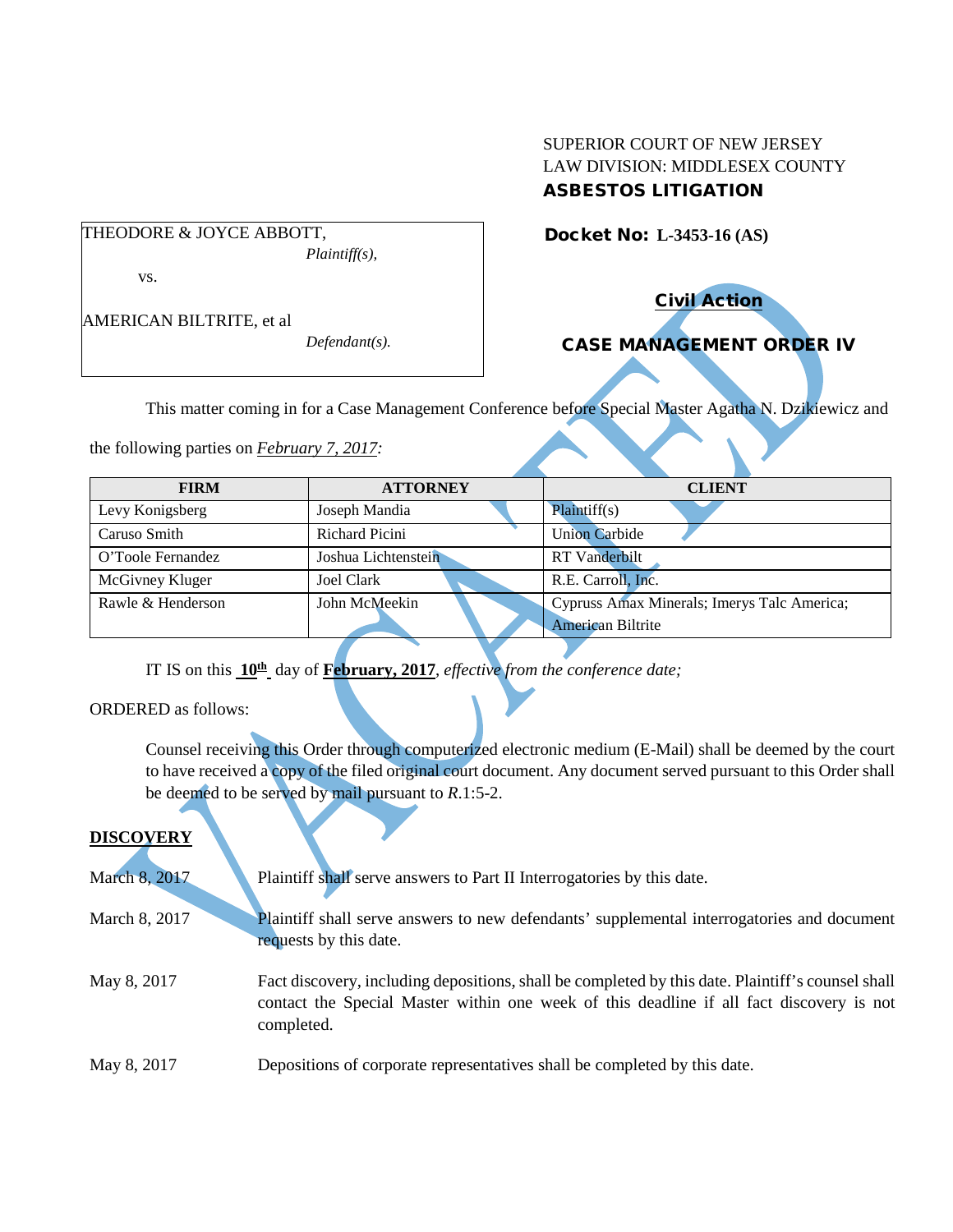SUPERIOR COURT OF NEW JERSEY
LAW DIVISION: MIDDLESEX COUNTY
**ASBESTOS LITIGATION**

THEODORE & JOYCE ABBOTT,
*Plaintiff(s),*

vs.

AMERICAN BILTRITE, et al
*Defendant(s).*

**Docket No: L-3453-16 (AS)**

**Civil Action**

**CASE MANAGEMENT ORDER IV**

VACATED

This matter coming in for a Case Management Conference before Special Master Agatha N. Dzikiewicz and the following parties on *February 7, 2017*:

| FIRM | ATTORNEY | CLIENT |
|---|---|---|
| Levy Konigsberg | Joseph Mandia | Plaintiff(s) |
| Caruso Smith | Richard Picini | Union Carbide |
| O'Toole Fernandez | Joshua Lichtenstein | RT Vanderbilt |
| McGivney Kluger | Joel Clark | R.E. Carroll, Inc. |
| Rawle & Henderson | John McMeekin | Cyprus Amax Minerals; Imerys Talc America; American Biltrite |

IT IS on this **10th** day of **February, 2017**, *effective from the conference date;*

ORDERED as follows:

Counsel receiving this Order through computerized electronic medium (E-Mail) shall be deemed by the court to have received a copy of the filed original court document. Any document served pursuant to this Order shall be deemed to be served by mail pursuant to *R*.1:5-2.

**DISCOVERY**

March 8, 2017 — Plaintiff shall serve answers to Part II Interrogatories by this date.

March 8, 2017 — Plaintiff shall serve answers to new defendants' supplemental interrogatories and document requests by this date.

May 8, 2017 — Fact discovery, including depositions, shall be completed by this date. Plaintiff's counsel shall contact the Special Master within one week of this deadline if all fact discovery is not completed.

May 8, 2017 — Depositions of corporate representatives shall be completed by this date.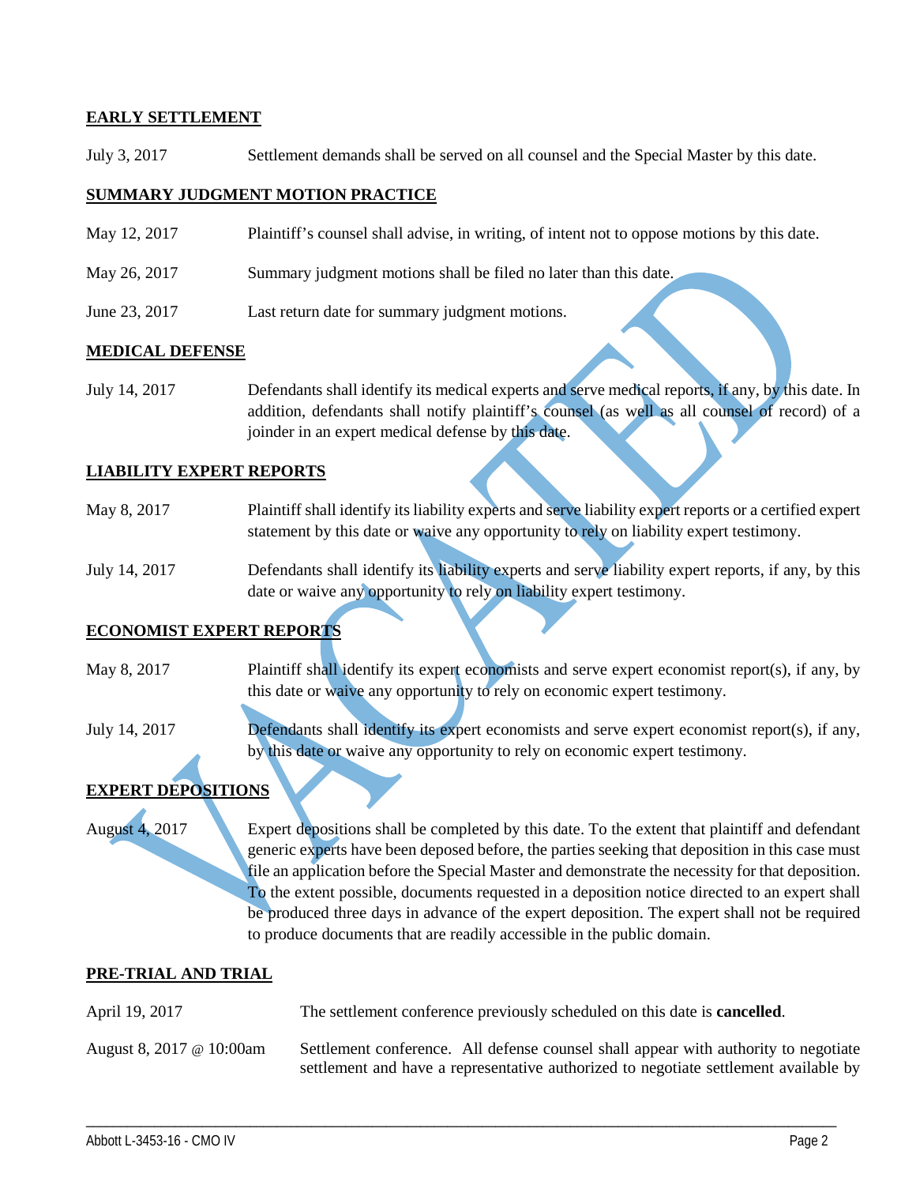**EARLY SETTLEMENT**

July 3, 2017 Settlement demands shall be served on all counsel and the Special Master by this date.

**SUMMARY JUDGMENT MOTION PRACTICE**

May 12, 2017 Plaintiff's counsel shall advise, in writing, of intent not to oppose motions by this date.

May 26, 2017 Summary judgment motions shall be filed no later than this date.

June 23, 2017 Last return date for summary judgment motions.

**MEDICAL DEFENSE**

July 14, 2017 Defendants shall identify its medical experts and serve medical reports, if any, by this date. In addition, defendants shall notify plaintiff's counsel (as well as all counsel of record) of a joinder in an expert medical defense by this date.

**LIABILITY EXPERT REPORTS**

May 8, 2017 Plaintiff shall identify its liability experts and serve liability expert reports or a certified expert statement by this date or waive any opportunity to rely on liability expert testimony.

July 14, 2017 Defendants shall identify its liability experts and serve liability expert reports, if any, by this date or waive any opportunity to rely on liability expert testimony.

**ECONOMIST EXPERT REPORTS**

May 8, 2017 Plaintiff shall identify its expert economists and serve expert economist report(s), if any, by this date or waive any opportunity to rely on economic expert testimony.

July 14, 2017 Defendants shall identify its expert economists and serve expert economist report(s), if any, by this date or waive any opportunity to rely on economic expert testimony.

**EXPERT DEPOSITIONS**

August 4, 2017 Expert depositions shall be completed by this date. To the extent that plaintiff and defendant generic experts have been deposed before, the parties seeking that deposition in this case must file an application before the Special Master and demonstrate the necessity for that deposition. To the extent possible, documents requested in a deposition notice directed to an expert shall be produced three days in advance of the expert deposition. The expert shall not be required to produce documents that are readily accessible in the public domain.

**PRE-TRIAL AND TRIAL**

April 19, 2017 The settlement conference previously scheduled on this date is **cancelled**.

August 8, 2017 @ 10:00am Settlement conference. All defense counsel shall appear with authority to negotiate settlement and have a representative authorized to negotiate settlement available by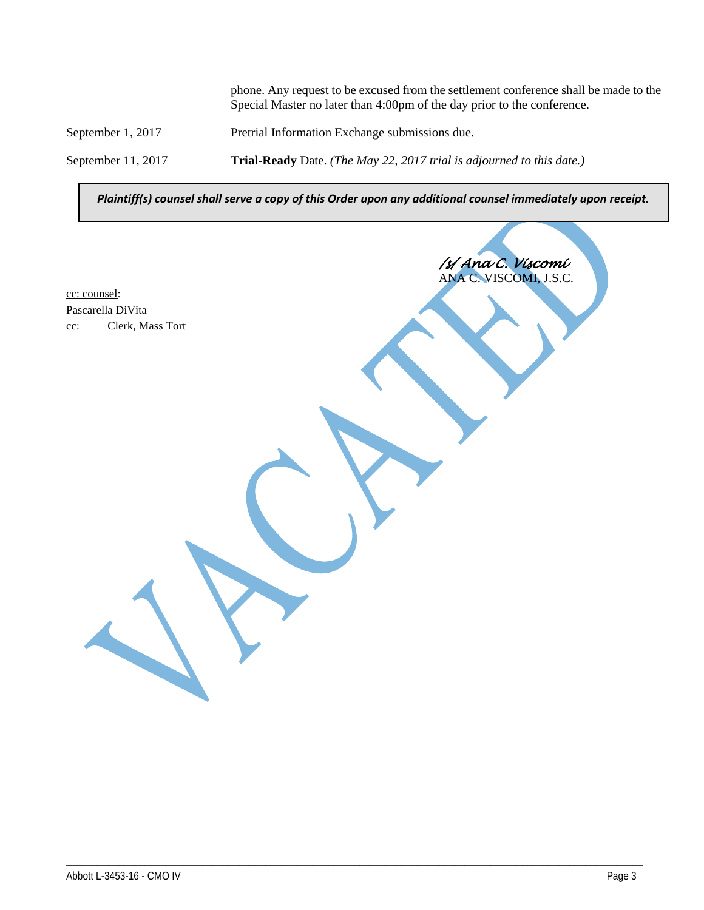phone. Any request to be excused from the settlement conference shall be made to the Special Master no later than 4:00pm of the day prior to the conference.

| | |
|---|---|
| September 1, 2017 | Pretrial Information Exchange submissions due. |
| September 11, 2017 | **Trial-Ready** Date. *(The May 22, 2017 trial is adjourned to this date.)* |

***Plaintiff(s) counsel shall serve a copy of this Order upon any additional counsel immediately upon receipt.***

/s/ Ana C. Viscomi
ANA C. VISCOMI, J.S.C.

cc: counsel:
Pascarella DiVita
cc: Clerk, Mass Tort

VACATED